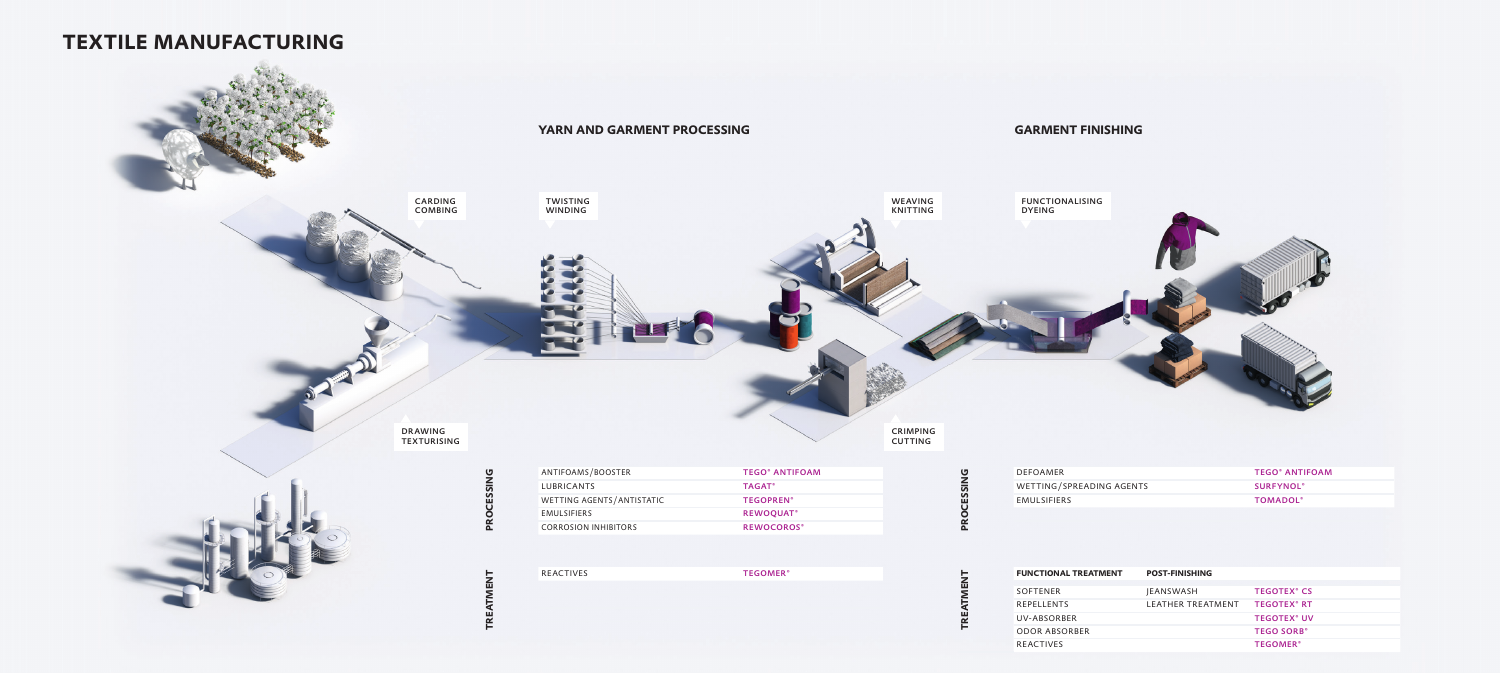# TEXTILE MANUFACTURING

CARDING
COMBING

DRAWING
TEXTURISING

## YARN AND GARMENT PROCESSING

TWISTING
WINDING

WEAVING
KNITTING

CRIMPING
CUTTING

**PROCESSING**

| | |
|---|---|
| ANTIFOAMS/BOOSTER | TEGO® ANTIFOAM |
| LUBRICANTS | TAGAT® |
| WETTING AGENTS/ANTISTATIC | TEGOPREN® |
| EMULSIFIERS | REWOQUAT® |
| CORROSION INHIBITORS | REWOCOROS® |

**TREATMENT**

| | |
|---|---|
| REACTIVES | TEGOMER® |

## GARMENT FINISHING

FUNCTIONALISING
DYEING

**PROCESSING**

| | |
|---|---|
| DEFOAMER | TEGO® ANTIFOAM |
| WETTING/SPREADING AGENTS | SURFYNOL® |
| EMULSIFIERS | TOMADOL® |

**TREATMENT**

| FUNCTIONAL TREATMENT | POST-FINISHING | |
|---|---|---|
| SOFTENER | JEANSWASH | TEGOTEX® CS |
| REPELLENTS | LEATHER TREATMENT | TEGOTEX® RT |
| UV-ABSORBER | | TEGOTEX® UV |
| ODOR ABSORBER | | TEGO SORB® |
| REACTIVES | | TEGOMER® |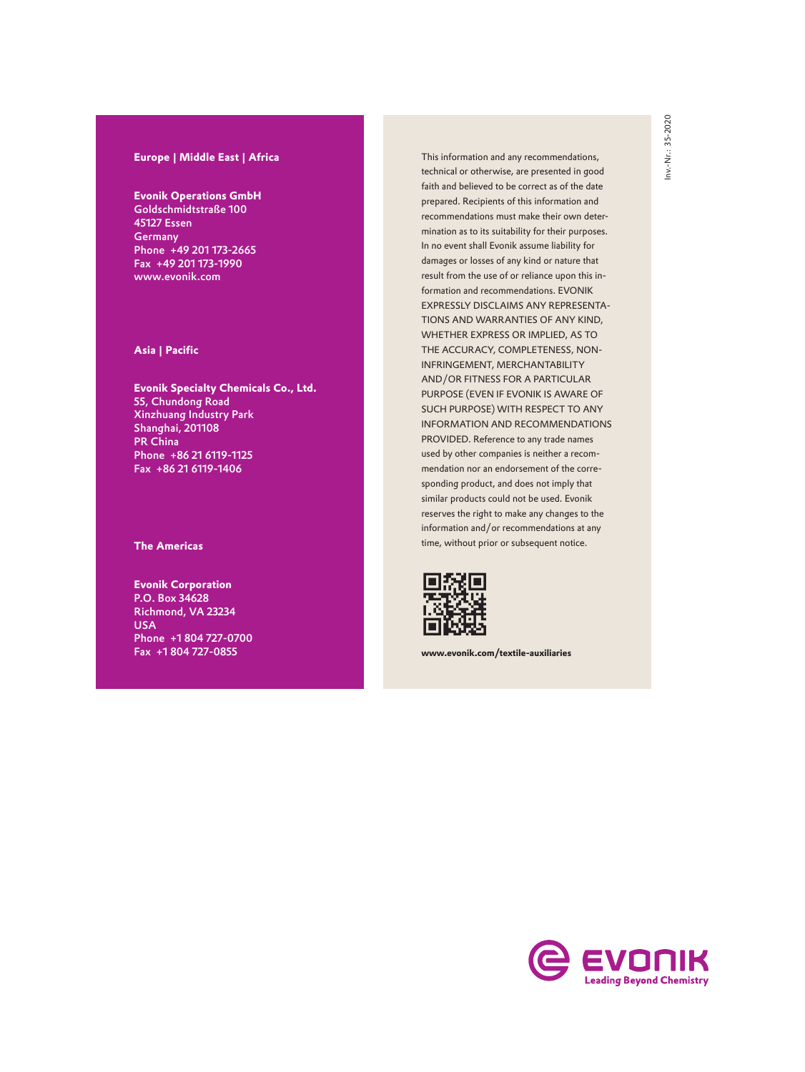**Europe | Middle East | Africa**

**Evonik Operations GmbH**
Goldschmidtstraße 100
45127 Essen
Germany
Phone +49 201 173-2665
Fax +49 201 173-1990
www.evonik.com

**Asia | Pacific**

**Evonik Specialty Chemicals Co., Ltd.**
55, Chundong Road
Xinzhuang Industry Park
Shanghai, 201108
PR China
Phone +86 21 6119-1125
Fax +86 21 6119-1406

**The Americas**

**Evonik Corporation**
P.O. Box 34628
Richmond, VA 23234
USA
Phone +1 804 727-0700
Fax +1 804 727-0855

This information and any recommendations, technical or otherwise, are presented in good faith and believed to be correct as of the date prepared. Recipients of this information and recommendations must make their own determination as to its suitability for their purposes. In no event shall Evonik assume liability for damages or losses of any kind or nature that result from the use of or reliance upon this information and recommendations. EVONIK EXPRESSLY DISCLAIMS ANY REPRESENTATIONS AND WARRANTIES OF ANY KIND, WHETHER EXPRESS OR IMPLIED, AS TO THE ACCURACY, COMPLETENESS, NON-INFRINGEMENT, MERCHANTABILITY AND/OR FITNESS FOR A PARTICULAR PURPOSE (EVEN IF EVONIK IS AWARE OF SUCH PURPOSE) WITH RESPECT TO ANY INFORMATION AND RECOMMENDATIONS PROVIDED. Reference to any trade names used by other companies is neither a recommendation nor an endorsement of the corresponding product, and does not imply that similar products could not be used. Evonik reserves the right to make any changes to the information and/or recommendations at any time, without prior or subsequent notice.

**www.evonik.com/textile-auxiliaries**

Inv.-Nr.: 35-2020

EVONIK
Leading Beyond Chemistry